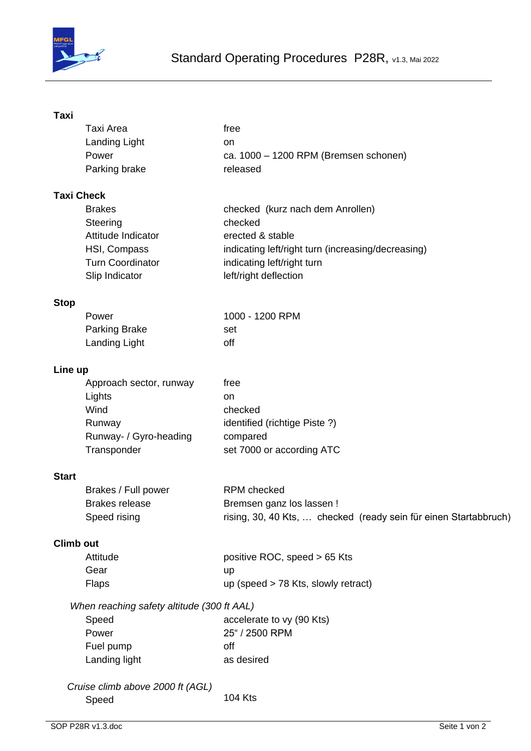# Standard Operating Procedures P28R, v1.3, Mai 2022

### Taxi

| | |
|---|---|
| Taxi Area | free |
| Landing Light | on |
| Power | ca. 1000 – 1200 RPM (Bremsen schonen) |
| Parking brake | released |

### Taxi Check

| | |
|---|---|
| Brakes | checked (kurz nach dem Anrollen) |
| Steering | checked |
| Attitude Indicator | erected & stable |
| HSI, Compass | indicating left/right turn (increasing/decreasing) |
| Turn Coordinator | indicating left/right turn |
| Slip Indicator | left/right deflection |

### Stop

| | |
|---|---|
| Power | 1000 - 1200 RPM |
| Parking Brake | set |
| Landing Light | off |

### Line up

| | |
|---|---|
| Approach sector, runway | free |
| Lights | on |
| Wind | checked |
| Runway | identified (richtige Piste ?) |
| Runway- / Gyro-heading | compared |
| Transponder | set 7000 or according ATC |

### Start

| | |
|---|---|
| Brakes / Full power | RPM checked |
| Brakes release | Bremsen ganz los lassen ! |
| Speed rising | rising, 30, 40 Kts, … checked (ready sein für einen Startabbruch) |

### Climb out

| | |
|---|---|
| Attitude | positive ROC, speed > 65 Kts |
| Gear | up |
| Flaps | up (speed > 78 Kts, slowly retract) |

*When reaching safety altitude (300 ft AAL)*

| | |
|---|---|
| Speed | accelerate to vy (90 Kts) |
| Power | 25“ / 2500 RPM |
| Fuel pump | off |
| Landing light | as desired |

*Cruise climb above 2000 ft (AGL)*

| | |
|---|---|
| Speed | 104 Kts |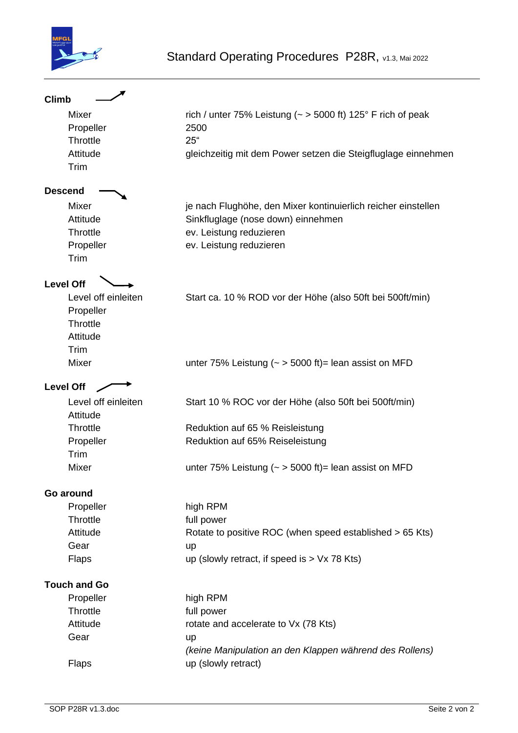## Climb

| | |
|---|---|
| Mixer | rich / unter 75% Leistung (~ > 5000 ft) 125° F rich of peak |
| Propeller | 2500 |
| Throttle | 25“ |
| Attitude | gleichzeitig mit dem Power setzen die Steigfluglage einnehmen |
| Trim | |

## Descend

| | |
|---|---|
| Mixer | je nach Flughöhe, den Mixer kontinuierlich reicher einstellen |
| Attitude | Sinkfluglage (nose down) einnehmen |
| Throttle | ev. Leistung reduzieren |
| Propeller | ev. Leistung reduzieren |
| Trim | |

## Level Off

| | |
|---|---|
| Level off einleiten | Start ca. 10 % ROD vor der Höhe (also 50ft bei 500ft/min) |
| Propeller | |
| Throttle | |
| Attitude | |
| Trim | |
| Mixer | unter 75% Leistung (~ > 5000 ft)= lean assist on MFD |

## Level Off

| | |
|---|---|
| Level off einleiten | Start 10 % ROC vor der Höhe (also 50ft bei 500ft/min) |
| Attitude | |
| Throttle | Reduktion auf 65 % Reisleistung |
| Propeller | Reduktion auf 65% Reiseleistung |
| Trim | |
| Mixer | unter 75% Leistung (~ > 5000 ft)= lean assist on MFD |

## Go around

| | |
|---|---|
| Propeller | high RPM |
| Throttle | full power |
| Attitude | Rotate to positive ROC (when speed established > 65 Kts) |
| Gear | up |
| Flaps | up (slowly retract, if speed is > Vx 78 Kts) |

## Touch and Go

| | |
|---|---|
| Propeller | high RPM |
| Throttle | full power |
| Attitude | rotate and accelerate to Vx (78 Kts) |
| Gear | up |
| | *(keine Manipulation an den Klappen während des Rollens)* |
| Flaps | up (slowly retract) |